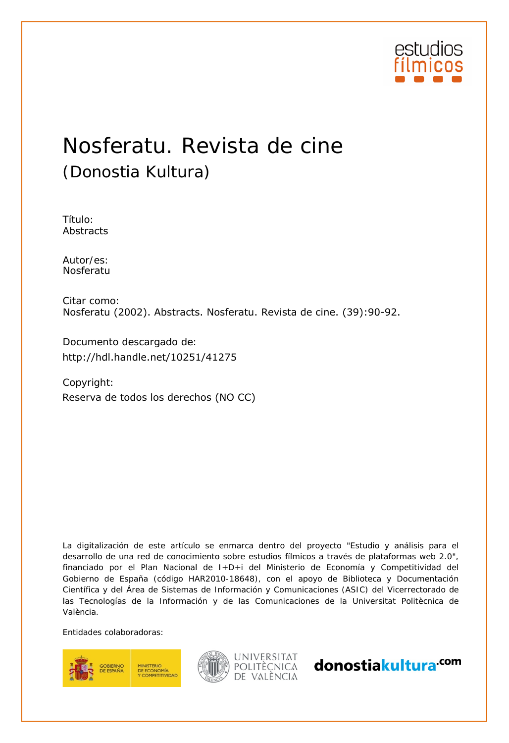estudios fílmicos

# Nosferatu. Revista de cine

## (Donostia Kultura)

Título:
Abstracts

Autor/es:
Nosferatu

Citar como:
Nosferatu (2002). Abstracts. Nosferatu. Revista de cine. (39):90-92.

Documento descargado de:
http://hdl.handle.net/10251/41275

Copyright:
Reserva de todos los derechos (NO CC)

La digitalización de este artículo se enmarca dentro del proyecto "Estudio y análisis para el desarrollo de una red de conocimiento sobre estudios fílmicos a través de plataformas web 2.0", financiado por el Plan Nacional de I+D+i del Ministerio de Economía y Competitividad del Gobierno de España (código HAR2010-18648), con el apoyo de Biblioteca y Documentación Científica y del Área de Sistemas de Información y Comunicaciones (ASIC) del Vicerrectorado de las Tecnologías de la Información y de las Comunicaciones de la Universitat Politècnica de València.

Entidades colaboradoras:

GOBIERNO DE ESPAÑA · MINISTERIO DE ECONOMÍA Y COMPETITIVIDAD

UNIVERSITAT POLITÈCNICA DE VALÈNCIA

donostiakultura.com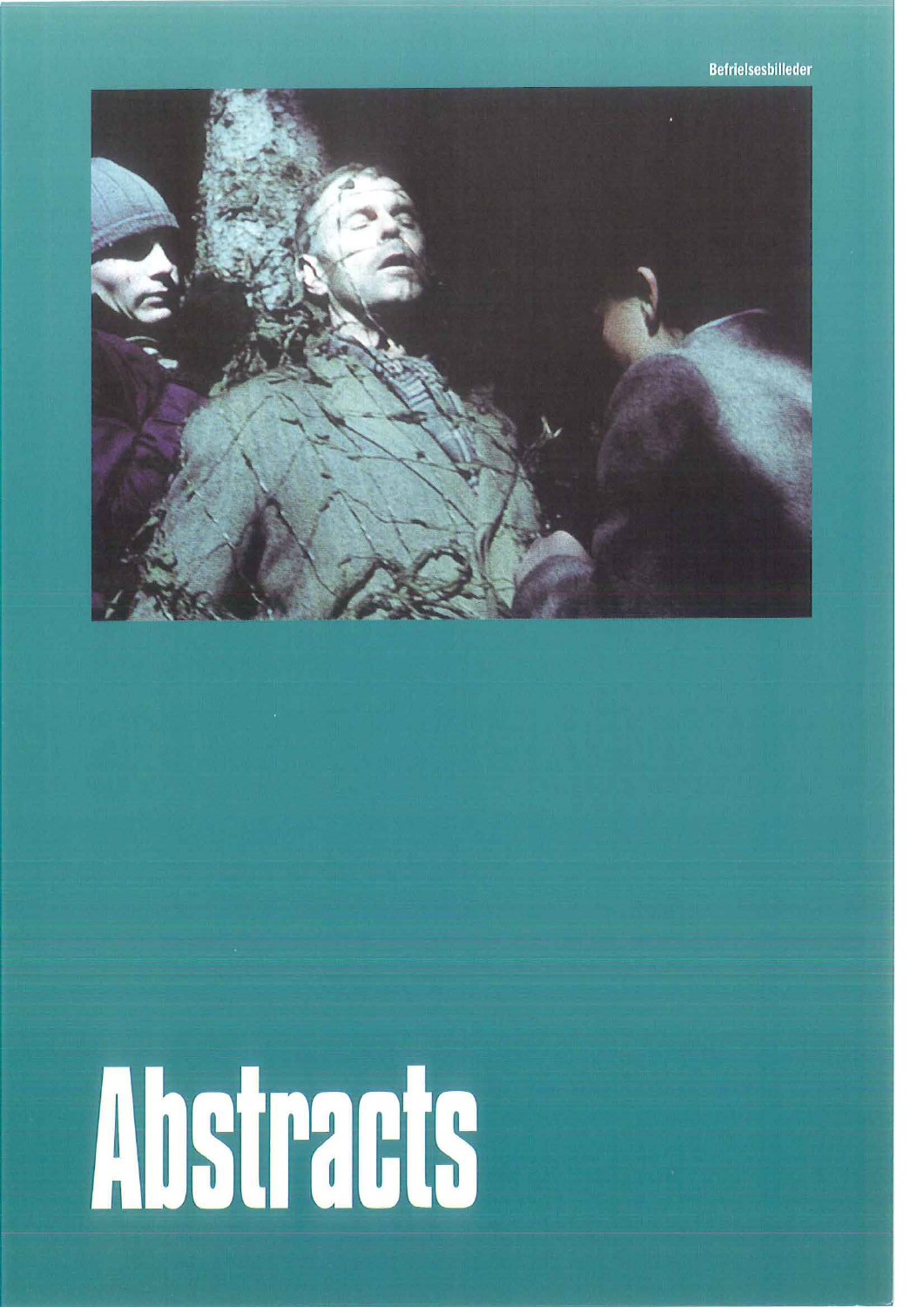# Abstracts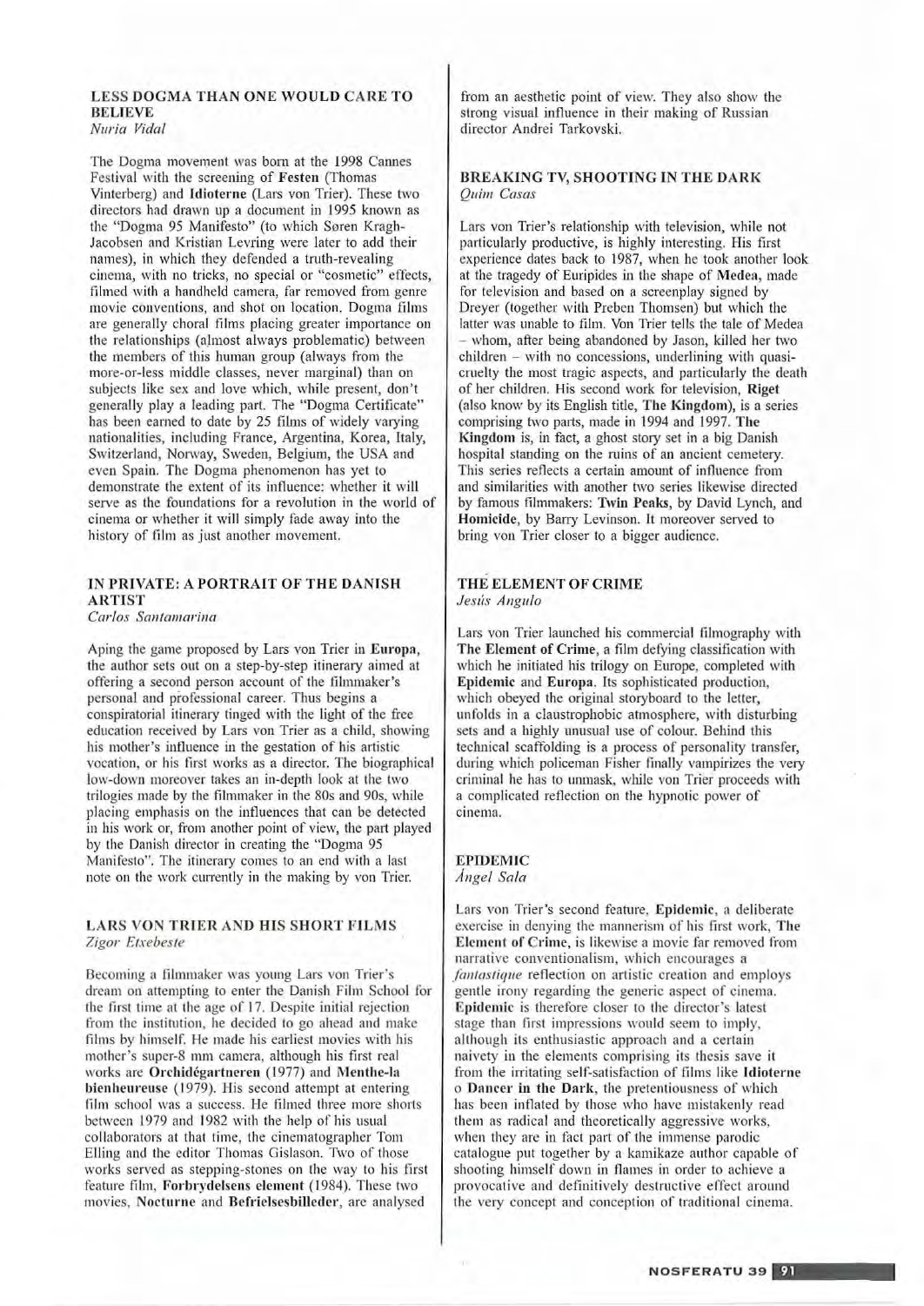### LESS DOGMA THAN ONE WOULD CARE TO BELIEVE

*Nuria Vidal*

The Dogma movement was born at the 1998 Cannes Festival with the screening of **Festen** (Thomas Vinterberg) and **Idioterne** (Lars von Trier). These two directors had drawn up a document in 1995 known as the "Dogma 95 Manifesto" (to which Søren Kragh-Jacobsen and Kristian Levring were later to add their names), in which they defended a truth-revealing cinema, with no tricks, no special or "cosmetic" effects, filmed with a handheld camera, far removed from genre movie conventions, and shot on location. Dogma films are generally choral films placing greater importance on the relationships (almost always problematic) between the members of this human group (always from the more-or-less middle classes, never marginal) than on subjects like sex and love which, while present, don't generally play a leading part. The "Dogma Certificate" has been earned to date by 25 films of widely varying nationalities, including France, Argentina, Korea, Italy, Switzerland, Norway, Sweden, Belgium, the USA and even Spain. The Dogma phenomenon has yet to demonstrate the extent of its influence: whether it will serve as the foundations for a revolution in the world of cinema or whether it will simply fade away into the history of film as just another movement.

### IN PRIVATE: A PORTRAIT OF THE DANISH ARTIST

*Carlos Santamarina*

Aping the game proposed by Lars von Trier in **Europa**, the author sets out on a step-by-step itinerary aimed at offering a second person account of the filmmaker's personal and professional career. Thus begins a conspiratorial itinerary tinged with the light of the free education received by Lars von Trier as a child, showing his mother's influence in the gestation of his artistic vocation, or his first works as a director. The biographical low-down moreover takes an in-depth look at the two trilogies made by the filmmaker in the 80s and 90s, while placing emphasis on the influences that can be detected in his work or, from another point of view, the part played by the Danish director in creating the "Dogma 95 Manifesto". The itinerary comes to an end with a last note on the work currently in the making by von Trier.

### LARS VON TRIER AND HIS SHORT FILMS

*Zigor Etxebeste*

Becoming a filmmaker was young Lars von Trier's dream on attempting to enter the Danish Film School for the first time at the age of 17. Despite initial rejection from the institution, he decided to go ahead and make films by himself. He made his earliest movies with his mother's super-8 mm camera, although his first real works are **Orchidégartneren** (1977) and **Menthe-la bienheureuse** (1979). His second attempt at entering film school was a success. He filmed three more shorts between 1979 and 1982 with the help of his usual collaborators at that time, the cinematographer Tom Elling and the editor Thomas Gislason. Two of those works served as stepping-stones on the way to his first feature film, **Forbrydelsens element** (1984). These two movies, **Nocturne** and **Befrielsesbilleder**, are analysed from an aesthetic point of view. They also show the strong visual influence in their making of Russian director Andrei Tarkovski.

### BREAKING TV, SHOOTING IN THE DARK

*Quim Casas*

Lars von Trier's relationship with television, while not particularly productive, is highly interesting. His first experience dates back to 1987, when he took another look at the tragedy of Euripides in the shape of **Medea**, made for television and based on a screenplay signed by Dreyer (together with Preben Thomsen) but which the latter was unable to film. Von Trier tells the tale of Medea – whom, after being abandoned by Jason, killed her two children – with no concessions, underlining with quasi-cruelty the most tragic aspects, and particularly the death of her children. His second work for television, **Riget** (also know by its English title, **The Kingdom**), is a series comprising two parts, made in 1994 and 1997. **The Kingdom** is, in fact, a ghost story set in a big Danish hospital standing on the ruins of an ancient cemetery. This series reflects a certain amount of influence from and similarities with another two series likewise directed by famous filmmakers: **Twin Peaks**, by David Lynch, and **Homicide**, by Barry Levinson. It moreover served to bring von Trier closer to a bigger audience.

### THE ELEMENT OF CRIME

*Jesús Angulo*

Lars von Trier launched his commercial filmography with **The Element of Crime**, a film defying classification with which he initiated his trilogy on Europe, completed with **Epidemic** and **Europa**. Its sophisticated production, which obeyed the original storyboard to the letter, unfolds in a claustrophobic atmosphere, with disturbing sets and a highly unusual use of colour. Behind this technical scaffolding is a process of personality transfer, during which policeman Fisher finally vampirizes the very criminal he has to unmask, while von Trier proceeds with a complicated reflection on the hypnotic power of cinema.

### EPIDEMIC

*Ángel Sala*

Lars von Trier's second feature, **Epidemic**, a deliberate exercise in denying the mannerism of his first work, **The Element of Crime**, is likewise a movie far removed from narrative conventionalism, which encourages a *fantastique* reflection on artistic creation and employs gentle irony regarding the generic aspect of cinema. **Epidemic** is therefore closer to the director's latest stage than first impressions would seem to imply, although its enthusiastic approach and a certain naivety in the elements comprising its thesis save it from the irritating self-satisfaction of films like **Idioterne** o **Dancer in the Dark**, the pretentiousness of which has been inflated by those who have mistakenly read them as radical and theoretically aggressive works, when they are in fact part of the immense parodic catalogue put together by a kamikaze author capable of shooting himself down in flames in order to achieve a provocative and definitively destructive effect around the very concept and conception of traditional cinema.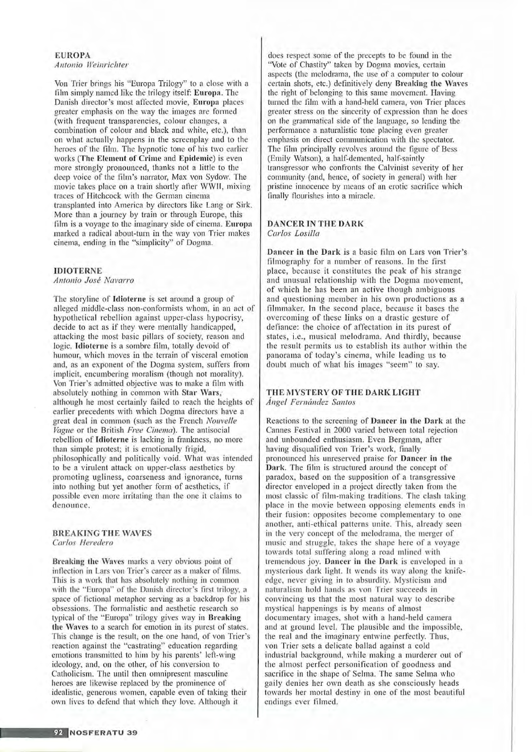## EUROPA

*Antonio Weinrichter*

Von Trier brings his "Europa Trilogy" to a close with a film simply named like the trilogy itself: **Europa**. The Danish director's most affected movie, **Europa** places greater emphasis on the way the images are formed (with frequent transparencies, colour changes, a combination of colour and black and white, etc.), than on what actually happens in the screenplay and to the heroes of the film. The hypnotic tone of his two earlier works (**The Element of Crime** and **Epidemic**) is even more strongly pronounced, thanks not a little to the deep voice of the film's narrator, Max von Sydow. The movie takes place on a train shortly after WWII, mixing traces of Hitchcock with the German cinema transplanted into America by directors like Lang or Sirk. More than a journey by train or through Europe, this film is a voyage to the imaginary side of cinema. **Europa** marked a radical about-turn in the way von Trier makes cinema, ending in the "simplicity" of Dogma.

## IDIOTERNE

*Antonio José Navarro*

The storyline of **Idioterne** is set around a group of alleged middle-class non-conformists whom, in an act of hypothetical rebellion against upper-class hypocrisy, decide to act as if they were mentally handicapped, attacking the most basic pillars of society, reason and logic. **Idioterne** is a sombre film, totally devoid of humour, which moves in the terrain of visceral emotion and, as an exponent of the Dogma system, suffers from implicit, encumbering moralism (though not morality). Von Trier's admitted objective was to make a film with absolutely nothing in common with **Star Wars**, although he most certainly failed to reach the heights of earlier precedents with which Dogma directors have a great deal in common (such as the French *Nouvelle Vague* or the British *Free Cinema*). The antisocial rebellion of **Idioterne** is lacking in frankness, no more than simple protest; it is emotionally frigid, philosophically and politically void. What was intended to be a virulent attack on upper-class aesthetics by promoting ugliness, coarseness and ignorance, turns into nothing but yet another form of aesthetics, if possible even more irritating than the one it claims to denounce.

## BREAKING THE WAVES

*Carlos Heredero*

**Breaking the Waves** marks a very obvious point of inflection in Lars von Trier's career as a maker of films. This is a work that has absolutely nothing in common with the "Europa" of the Danish director's first trilogy, a space of fictional metaphor serving as a backdrop for his obsessions. The formalistic and aesthetic research so typical of the "Europa" trilogy gives way in **Breaking the Waves** to a search for emotion in its purest of states. This change is the result, on the one hand, of von Trier's reaction against the "castrating" education regarding emotions transmitted to him by his parents' left-wing ideology, and, on the other, of his conversion to Catholicism. The until then omnipresent masculine heroes are likewise replaced by the prominence of idealistic, generous women, capable even of taking their own lives to defend that which they love. Although it does respect some of the precepts to be found in the "Vote of Chastity" taken by Dogma movies, certain aspects (the melodrama, the use of a computer to colour certain shots, etc.) definitively deny **Breaking the Waves** the right of belonging to this same movement. Having turned the film with a hand-held camera, von Trier places greater stress on the sincerity of expression than he does on the grammatical side of the language, so lending the performance a naturalistic tone placing even greater emphasis on direct communication with the spectator. The film principally revolves around the figure of Bess (Emily Watson), a half-demented, half-saintly transgressor who confronts the Calvinist severity of her community (and, hence, of society in general) with her pristine innocence by means of an erotic sacrifice which finally flourishes into a miracle.

## DANCER IN THE DARK

*Carlos Losilla*

**Dancer in the Dark** is a basic film on Lars von Trier's filmography for a number of reasons. In the first place, because it constitutes the peak of his strange and unusual relationship with the Dogma movement, of which he has been an active though ambiguous and questioning member in his own productions as a filmmaker. In the second place, because it bases the overcoming of these links on a drastic gesture of defiance: the choice of affectation in its purest of states, i.e., musical melodrama. And thirdly, because the result permits us to establish its author within the panorama of today's cinema, while leading us to doubt much of what his images "seem" to say.

## THE MYSTERY OF THE DARK LIGHT

*Ángel Fernández Santos*

Reactions to the screening of **Dancer in the Dark** at the Cannes Festival in 2000 varied between total rejection and unbounded enthusiasm. Even Bergman, after having disqualified von Trier's work, finally pronounced his unreserved praise for **Dancer in the Dark**. The film is structured around the concept of paradox, based on the supposition of a transgressive director enveloped in a project directly taken from the most classic of film-making traditions. The clash taking place in the movie between opposing elements ends in their fusion: opposites become complementary to one another, anti-ethical patterns unite. This, already seen in the very concept of the melodrama, the merger of music and struggle, takes the shape here of a voyage towards total suffering along a road mlined with tremendous joy. **Dancer in the Dark** is enveloped in a mysterious dark light. It wends its way along the knife-edge, never giving in to absurdity. Mysticism and naturalism hold hands as von Trier succeeds in convincing us that the most natural way to describe mystical happenings is by means of almost documentary images, shot with a hand-held camera and at ground level. The plausible and the impossible, the real and the imaginary entwine perfectly. Thus, von Trier sets a delicate ballad against a cold industrial background, while making a murderer out of the almost perfect personification of goodness and sacrifice in the shape of Selma. The same Selma who gaily denies her own death as she consciously heads towards her mortal destiny in one of the most beautiful endings ever filmed.